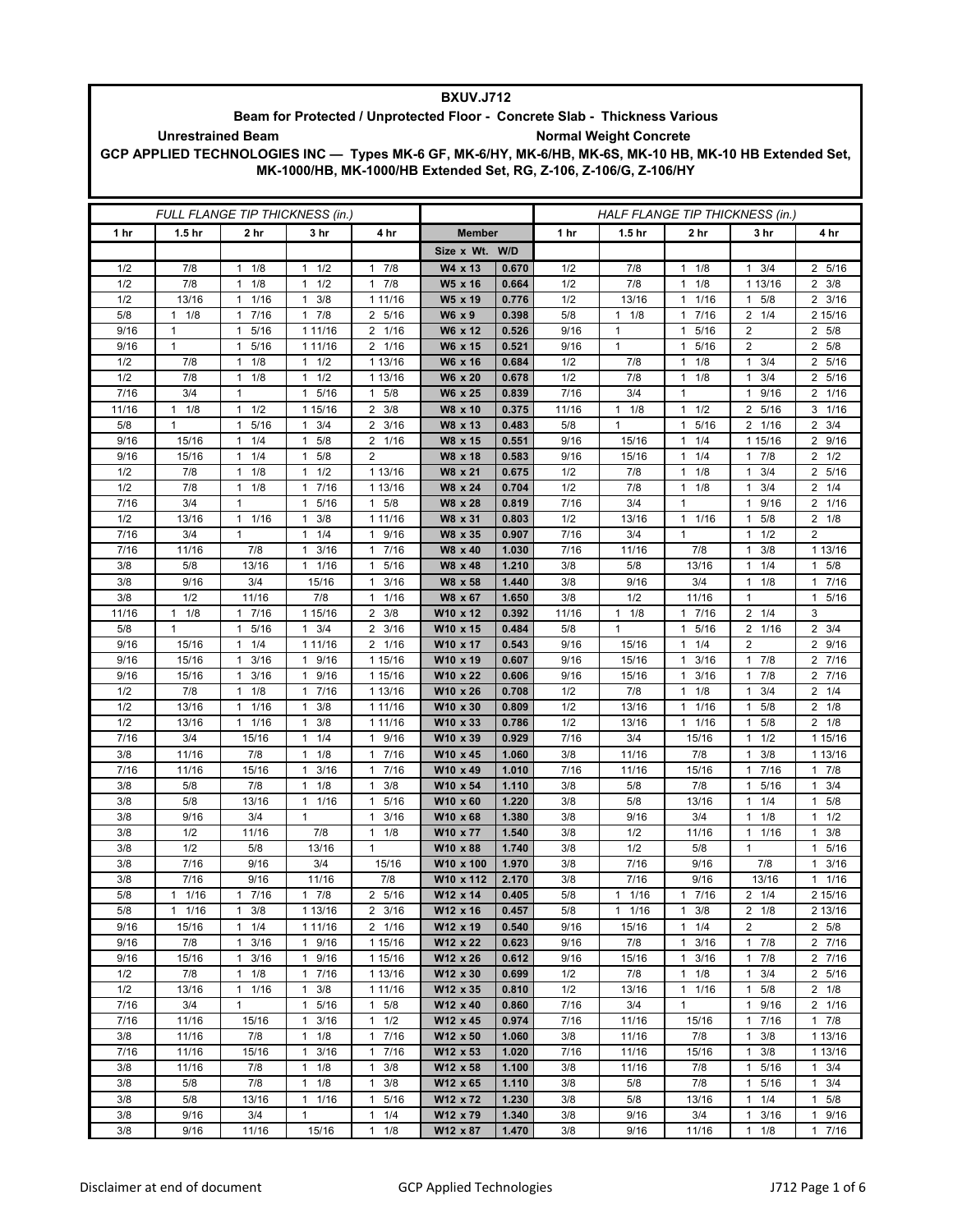**BXUV.J712**

**Beam for Protected / Unprotected Floor - Concrete Slab - Thickness Various**

**Unrestrained Beam** **Normal Weight Concrete**

**GCP APPLIED TECHNOLOGIES INC — Types MK-6 GF, MK-6/HY, MK-6/HB, MK-6S, MK-10 HB, MK-10 HB Extended Set, MK-1000/HB, MK-1000/HB Extended Set, RG, Z-106, Z-106/G, Z-106/HY**

| *FULL FLANGE TIP THICKNESS (in.)* | | | | | | | *HALF FLANGE TIP THICKNESS (in.)* | | | | |
|---|---|---|---|---|---|---|---|---|---|---|---|
| **1 hr** | **1.5 hr** | **2 hr** | **3 hr** | **4 hr** | **Member** | | **1 hr** | **1.5 hr** | **2 hr** | **3 hr** | **4 hr** |
| | | | | | **Size x Wt.** | **W/D** | | | | | |
| 1/2 | 7/8 | 1 1/8 | 1 1/2 | 1 7/8 | **W4 x 13** | **0.670** | 1/2 | 7/8 | 1 1/8 | 1 3/4 | 2 5/16 |
| 1/2 | 7/8 | 1 1/8 | 1 1/2 | 1 7/8 | **W5 x 16** | **0.664** | 1/2 | 7/8 | 1 1/8 | 1 13/16 | 2 3/8 |
| 1/2 | 13/16 | 1 1/16 | 1 3/8 | 1 11/16 | **W5 x 19** | **0.776** | 1/2 | 13/16 | 1 1/16 | 1 5/8 | 2 3/16 |
| 5/8 | 1 1/8 | 1 7/16 | 1 7/8 | 2 5/16 | **W6 x 9** | **0.398** | 5/8 | 1 1/8 | 1 7/16 | 2 1/4 | 2 15/16 |
| 9/16 | 1 | 1 5/16 | 1 11/16 | 2 1/16 | **W6 x 12** | **0.526** | 9/16 | 1 | 1 5/16 | 2 | 2 5/8 |
| 9/16 | 1 | 1 5/16 | 1 11/16 | 2 1/16 | **W6 x 15** | **0.521** | 9/16 | 1 | 1 5/16 | 2 | 2 5/8 |
| 1/2 | 7/8 | 1 1/8 | 1 1/2 | 1 13/16 | **W6 x 16** | **0.684** | 1/2 | 7/8 | 1 1/8 | 1 3/4 | 2 5/16 |
| 1/2 | 7/8 | 1 1/8 | 1 1/2 | 1 13/16 | **W6 x 20** | **0.678** | 1/2 | 7/8 | 1 1/8 | 1 3/4 | 2 5/16 |
| 7/16 | 3/4 | 1 | 1 5/16 | 1 5/8 | **W6 x 25** | **0.839** | 7/16 | 3/4 | 1 | 1 9/16 | 2 1/16 |
| 11/16 | 1 1/8 | 1 1/2 | 1 15/16 | 2 3/8 | **W8 x 10** | **0.375** | 11/16 | 1 1/8 | 1 1/2 | 2 5/16 | 3 1/16 |
| 5/8 | 1 | 1 5/16 | 1 3/4 | 2 3/16 | **W8 x 13** | **0.483** | 5/8 | 1 | 1 5/16 | 2 1/16 | 2 3/4 |
| 9/16 | 15/16 | 1 1/4 | 1 5/8 | 2 1/16 | **W8 x 15** | **0.551** | 9/16 | 15/16 | 1 1/4 | 1 15/16 | 2 9/16 |
| 9/16 | 15/16 | 1 1/4 | 1 5/8 | 2 | **W8 x 18** | **0.583** | 9/16 | 15/16 | 1 1/4 | 1 7/8 | 2 1/2 |
| 1/2 | 7/8 | 1 1/8 | 1 1/2 | 1 13/16 | **W8 x 21** | **0.675** | 1/2 | 7/8 | 1 1/8 | 1 3/4 | 2 5/16 |
| 1/2 | 7/8 | 1 1/8 | 1 7/16 | 1 13/16 | **W8 x 24** | **0.704** | 1/2 | 7/8 | 1 1/8 | 1 3/4 | 2 1/4 |
| 7/16 | 3/4 | 1 | 1 5/16 | 1 5/8 | **W8 x 28** | **0.819** | 7/16 | 3/4 | 1 | 1 9/16 | 2 1/16 |
| 1/2 | 13/16 | 1 1/16 | 1 3/8 | 1 11/16 | **W8 x 31** | **0.803** | 1/2 | 13/16 | 1 1/16 | 1 5/8 | 2 1/8 |
| 7/16 | 3/4 | 1 | 1 1/4 | 1 9/16 | **W8 x 35** | **0.907** | 7/16 | 3/4 | 1 | 1 1/2 | 2 |
| 7/16 | 11/16 | 7/8 | 1 3/16 | 1 7/16 | **W8 x 40** | **1.030** | 7/16 | 11/16 | 7/8 | 1 3/8 | 1 13/16 |
| 3/8 | 5/8 | 13/16 | 1 1/16 | 1 5/16 | **W8 x 48** | **1.210** | 3/8 | 5/8 | 13/16 | 1 1/4 | 1 5/8 |
| 3/8 | 9/16 | 3/4 | 15/16 | 1 3/16 | **W8 x 58** | **1.440** | 3/8 | 9/16 | 3/4 | 1 1/8 | 1 7/16 |
| 3/8 | 1/2 | 11/16 | 7/8 | 1 1/16 | **W8 x 67** | **1.650** | 3/8 | 1/2 | 11/16 | 1 | 1 5/16 |
| 11/16 | 1 1/8 | 1 7/16 | 1 15/16 | 2 3/8 | **W10 x 12** | **0.392** | 11/16 | 1 1/8 | 1 7/16 | 2 1/4 | 3 |
| 5/8 | 1 | 1 5/16 | 1 3/4 | 2 3/16 | **W10 x 15** | **0.484** | 5/8 | 1 | 1 5/16 | 2 1/16 | 2 3/4 |
| 9/16 | 15/16 | 1 1/4 | 1 11/16 | 2 1/16 | **W10 x 17** | **0.543** | 9/16 | 15/16 | 1 1/4 | 2 | 2 9/16 |
| 9/16 | 15/16 | 1 3/16 | 1 9/16 | 1 15/16 | **W10 x 19** | **0.607** | 9/16 | 15/16 | 1 3/16 | 1 7/8 | 2 7/16 |
| 9/16 | 15/16 | 1 3/16 | 1 9/16 | 1 15/16 | **W10 x 22** | **0.606** | 9/16 | 15/16 | 1 3/16 | 1 7/8 | 2 7/16 |
| 1/2 | 7/8 | 1 1/8 | 1 7/16 | 1 13/16 | **W10 x 26** | **0.708** | 1/2 | 7/8 | 1 1/8 | 1 3/4 | 2 1/4 |
| 1/2 | 13/16 | 1 1/16 | 1 3/8 | 1 11/16 | **W10 x 30** | **0.809** | 1/2 | 13/16 | 1 1/16 | 1 5/8 | 2 1/8 |
| 1/2 | 13/16 | 1 1/16 | 1 3/8 | 1 11/16 | **W10 x 33** | **0.786** | 1/2 | 13/16 | 1 1/16 | 1 5/8 | 2 1/8 |
| 7/16 | 3/4 | 15/16 | 1 1/4 | 1 9/16 | **W10 x 39** | **0.929** | 7/16 | 3/4 | 15/16 | 1 1/2 | 1 15/16 |
| 3/8 | 11/16 | 7/8 | 1 1/8 | 1 7/16 | **W10 x 45** | **1.060** | 3/8 | 11/16 | 7/8 | 1 3/8 | 1 13/16 |
| 7/16 | 11/16 | 15/16 | 1 3/16 | 1 7/16 | **W10 x 49** | **1.010** | 7/16 | 11/16 | 15/16 | 1 7/16 | 1 7/8 |
| 3/8 | 5/8 | 7/8 | 1 1/8 | 1 3/8 | **W10 x 54** | **1.110** | 3/8 | 5/8 | 7/8 | 1 5/16 | 1 3/4 |
| 3/8 | 5/8 | 13/16 | 1 1/16 | 1 5/16 | **W10 x 60** | **1.220** | 3/8 | 5/8 | 13/16 | 1 1/4 | 1 5/8 |
| 3/8 | 9/16 | 3/4 | 1 | 1 3/16 | **W10 x 68** | **1.380** | 3/8 | 9/16 | 3/4 | 1 1/8 | 1 1/2 |
| 3/8 | 1/2 | 11/16 | 7/8 | 1 1/8 | **W10 x 77** | **1.540** | 3/8 | 1/2 | 11/16 | 1 1/16 | 1 3/8 |
| 3/8 | 1/2 | 5/8 | 13/16 | 1 | **W10 x 88** | **1.740** | 3/8 | 1/2 | 5/8 | 1 | 1 5/16 |
| 3/8 | 7/16 | 9/16 | 3/4 | 15/16 | **W10 x 100** | **1.970** | 3/8 | 7/16 | 9/16 | 7/8 | 1 3/16 |
| 3/8 | 7/16 | 9/16 | 11/16 | 7/8 | **W10 x 112** | **2.170** | 3/8 | 7/16 | 9/16 | 13/16 | 1 1/16 |
| 5/8 | 1 1/16 | 1 7/16 | 1 7/8 | 2 5/16 | **W12 x 14** | **0.405** | 5/8 | 1 1/16 | 1 7/16 | 2 1/4 | 2 15/16 |
| 5/8 | 1 1/16 | 1 3/8 | 1 13/16 | 2 3/16 | **W12 x 16** | **0.457** | 5/8 | 1 1/16 | 1 3/8 | 2 1/8 | 2 13/16 |
| 9/16 | 15/16 | 1 1/4 | 1 11/16 | 2 1/16 | **W12 x 19** | **0.540** | 9/16 | 15/16 | 1 1/4 | 2 | 2 5/8 |
| 9/16 | 7/8 | 1 3/16 | 1 9/16 | 1 15/16 | **W12 x 22** | **0.623** | 9/16 | 7/8 | 1 3/16 | 1 7/8 | 2 7/16 |
| 9/16 | 15/16 | 1 3/16 | 1 9/16 | 1 15/16 | **W12 x 26** | **0.612** | 9/16 | 15/16 | 1 3/16 | 1 7/8 | 2 7/16 |
| 1/2 | 7/8 | 1 1/8 | 1 7/16 | 1 13/16 | **W12 x 30** | **0.699** | 1/2 | 7/8 | 1 1/8 | 1 3/4 | 2 5/16 |
| 1/2 | 13/16 | 1 1/16 | 1 3/8 | 1 11/16 | **W12 x 35** | **0.810** | 1/2 | 13/16 | 1 1/16 | 1 5/8 | 2 1/8 |
| 7/16 | 3/4 | 1 | 1 5/16 | 1 5/8 | **W12 x 40** | **0.860** | 7/16 | 3/4 | 1 | 1 9/16 | 2 1/16 |
| 7/16 | 11/16 | 15/16 | 1 3/16 | 1 1/2 | **W12 x 45** | **0.974** | 7/16 | 11/16 | 15/16 | 1 7/16 | 1 7/8 |
| 3/8 | 11/16 | 7/8 | 1 1/8 | 1 7/16 | **W12 x 50** | **1.060** | 3/8 | 11/16 | 7/8 | 1 3/8 | 1 13/16 |
| 7/16 | 11/16 | 15/16 | 1 3/16 | 1 7/16 | **W12 x 53** | **1.020** | 7/16 | 11/16 | 15/16 | 1 3/8 | 1 13/16 |
| 3/8 | 11/16 | 7/8 | 1 1/8 | 1 3/8 | **W12 x 58** | **1.100** | 3/8 | 11/16 | 7/8 | 1 5/16 | 1 3/4 |
| 3/8 | 5/8 | 7/8 | 1 1/8 | 1 3/8 | **W12 x 65** | **1.110** | 3/8 | 5/8 | 7/8 | 1 5/16 | 1 3/4 |
| 3/8 | 5/8 | 13/16 | 1 1/16 | 1 5/16 | **W12 x 72** | **1.230** | 3/8 | 5/8 | 13/16 | 1 1/4 | 1 5/8 |
| 3/8 | 9/16 | 3/4 | 1 | 1 1/4 | **W12 x 79** | **1.340** | 3/8 | 9/16 | 3/4 | 1 3/16 | 1 9/16 |
| 3/8 | 9/16 | 11/16 | 15/16 | 1 1/8 | **W12 x 87** | **1.470** | 3/8 | 9/16 | 11/16 | 1 1/8 | 1 7/16 |

Disclaimer at end of document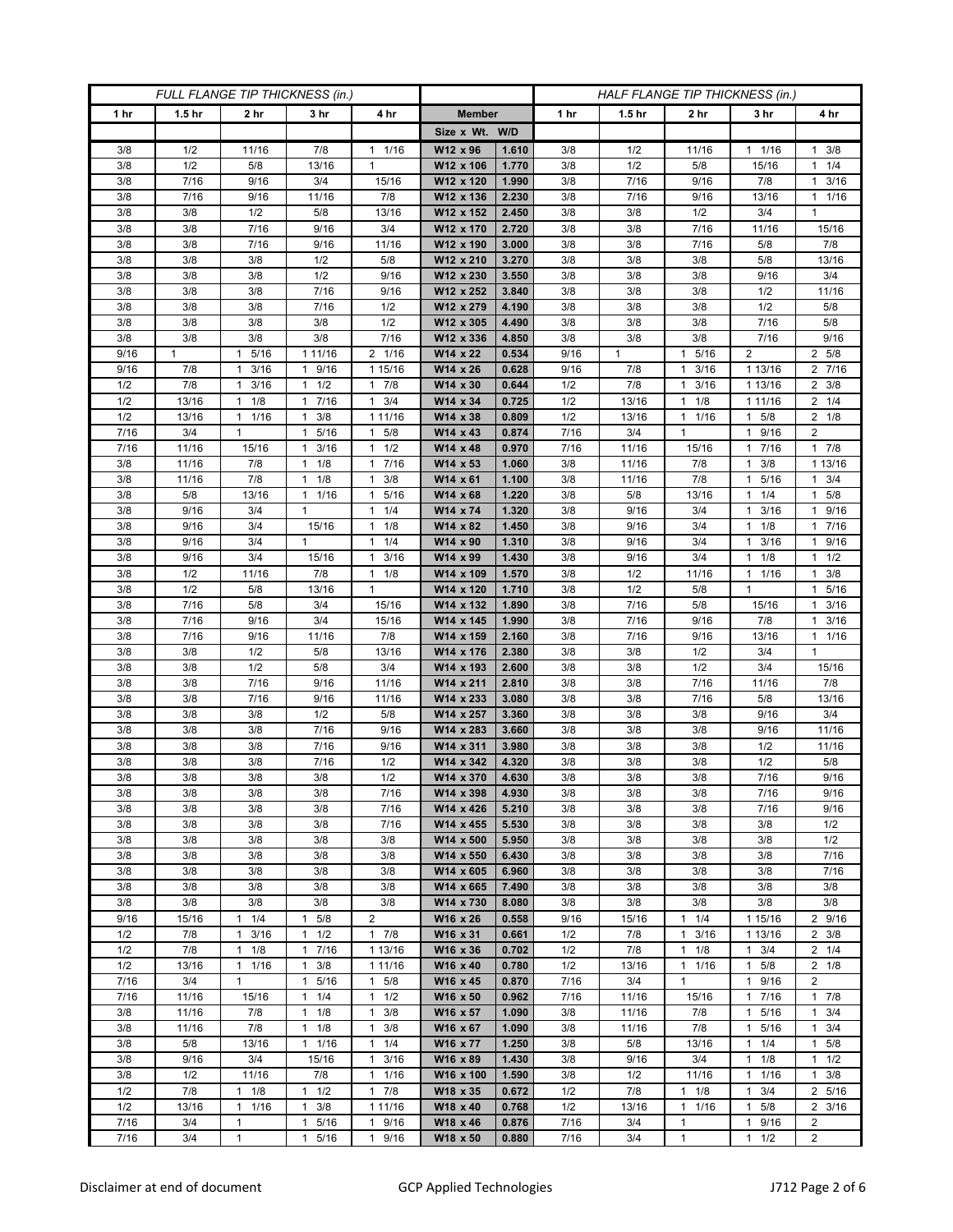| FULL FLANGE TIP THICKNESS (in.) | | | | | Member | | HALF FLANGE TIP THICKNESS (in.) | | | | |
|---|---|---|---|---|---|---|---|---|---|---|---|
| 1 hr | 1.5 hr | 2 hr | 3 hr | 4 hr | Member | | 1 hr | 1.5 hr | 2 hr | 3 hr | 4 hr |
| | | | | | Size x Wt. | W/D | | | | | |
| 3/8 | 1/2 | 11/16 | 7/8 | 1 1/16 | W12 x 96 | 1.610 | 3/8 | 1/2 | 11/16 | 1 1/16 | 1 3/8 |
| 3/8 | 1/2 | 5/8 | 13/16 | 1 | W12 x 106 | 1.770 | 3/8 | 1/2 | 5/8 | 15/16 | 1 1/4 |
| 3/8 | 7/16 | 9/16 | 3/4 | 15/16 | W12 x 120 | 1.990 | 3/8 | 7/16 | 9/16 | 7/8 | 1 3/16 |
| 3/8 | 7/16 | 9/16 | 11/16 | 7/8 | W12 x 136 | 2.230 | 3/8 | 7/16 | 9/16 | 13/16 | 1 1/16 |
| 3/8 | 3/8 | 1/2 | 5/8 | 13/16 | W12 x 152 | 2.450 | 3/8 | 3/8 | 1/2 | 3/4 | 1 |
| 3/8 | 3/8 | 7/16 | 9/16 | 3/4 | W12 x 170 | 2.720 | 3/8 | 3/8 | 7/16 | 11/16 | 15/16 |
| 3/8 | 3/8 | 7/16 | 9/16 | 11/16 | W12 x 190 | 3.000 | 3/8 | 3/8 | 7/16 | 5/8 | 7/8 |
| 3/8 | 3/8 | 3/8 | 1/2 | 5/8 | W12 x 210 | 3.270 | 3/8 | 3/8 | 3/8 | 5/8 | 13/16 |
| 3/8 | 3/8 | 3/8 | 1/2 | 9/16 | W12 x 230 | 3.550 | 3/8 | 3/8 | 3/8 | 9/16 | 3/4 |
| 3/8 | 3/8 | 3/8 | 7/16 | 9/16 | W12 x 252 | 3.840 | 3/8 | 3/8 | 3/8 | 1/2 | 11/16 |
| 3/8 | 3/8 | 3/8 | 7/16 | 1/2 | W12 x 279 | 4.190 | 3/8 | 3/8 | 3/8 | 1/2 | 5/8 |
| 3/8 | 3/8 | 3/8 | 3/8 | 1/2 | W12 x 305 | 4.490 | 3/8 | 3/8 | 3/8 | 7/16 | 5/8 |
| 3/8 | 3/8 | 3/8 | 3/8 | 7/16 | W12 x 336 | 4.850 | 3/8 | 3/8 | 3/8 | 7/16 | 9/16 |
| 9/16 | 1 | 1 5/16 | 1 11/16 | 2 1/16 | W14 x 22 | 0.534 | 9/16 | 1 | 1 5/16 | 2 | 2 5/8 |
| 9/16 | 7/8 | 1 3/16 | 1 9/16 | 1 15/16 | W14 x 26 | 0.628 | 9/16 | 7/8 | 1 3/16 | 1 13/16 | 2 7/16 |
| 1/2 | 7/8 | 1 3/16 | 1 1/2 | 1 7/8 | W14 x 30 | 0.644 | 1/2 | 7/8 | 1 3/16 | 1 13/16 | 2 3/8 |
| 1/2 | 13/16 | 1 1/8 | 1 7/16 | 1 3/4 | W14 x 34 | 0.725 | 1/2 | 13/16 | 1 1/8 | 1 11/16 | 2 1/4 |
| 1/2 | 13/16 | 1 1/16 | 1 3/8 | 1 11/16 | W14 x 38 | 0.809 | 1/2 | 13/16 | 1 1/16 | 1 5/8 | 2 1/8 |
| 7/16 | 3/4 | 1 | 1 5/16 | 1 5/8 | W14 x 43 | 0.874 | 7/16 | 3/4 | 1 | 1 9/16 | 2 |
| 7/16 | 11/16 | 15/16 | 1 3/16 | 1 1/2 | W14 x 48 | 0.970 | 7/16 | 11/16 | 15/16 | 1 7/16 | 1 7/8 |
| 3/8 | 11/16 | 7/8 | 1 1/8 | 1 7/16 | W14 x 53 | 1.060 | 3/8 | 11/16 | 7/8 | 1 3/8 | 1 13/16 |
| 3/8 | 11/16 | 7/8 | 1 1/8 | 1 3/8 | W14 x 61 | 1.100 | 3/8 | 11/16 | 7/8 | 1 5/16 | 1 3/4 |
| 3/8 | 5/8 | 13/16 | 1 1/16 | 1 5/16 | W14 x 68 | 1.220 | 3/8 | 5/8 | 13/16 | 1 1/4 | 1 5/8 |
| 3/8 | 9/16 | 3/4 | 1 | 1 1/4 | W14 x 74 | 1.320 | 3/8 | 9/16 | 3/4 | 1 3/16 | 1 9/16 |
| 3/8 | 9/16 | 3/4 | 15/16 | 1 1/8 | W14 x 82 | 1.450 | 3/8 | 9/16 | 3/4 | 1 1/8 | 1 7/16 |
| 3/8 | 9/16 | 3/4 | 1 | 1 1/4 | W14 x 90 | 1.310 | 3/8 | 9/16 | 3/4 | 1 3/16 | 1 9/16 |
| 3/8 | 9/16 | 3/4 | 15/16 | 1 3/16 | W14 x 99 | 1.430 | 3/8 | 9/16 | 3/4 | 1 1/8 | 1 1/2 |
| 3/8 | 1/2 | 11/16 | 7/8 | 1 1/8 | W14 x 109 | 1.570 | 3/8 | 1/2 | 11/16 | 1 1/16 | 1 3/8 |
| 3/8 | 1/2 | 5/8 | 13/16 | 1 | W14 x 120 | 1.710 | 3/8 | 1/2 | 5/8 | 1 | 1 5/16 |
| 3/8 | 7/16 | 5/8 | 3/4 | 15/16 | W14 x 132 | 1.890 | 3/8 | 7/16 | 5/8 | 15/16 | 1 3/16 |
| 3/8 | 7/16 | 9/16 | 3/4 | 15/16 | W14 x 145 | 1.990 | 3/8 | 7/16 | 9/16 | 7/8 | 1 3/16 |
| 3/8 | 7/16 | 9/16 | 11/16 | 7/8 | W14 x 159 | 2.160 | 3/8 | 7/16 | 9/16 | 13/16 | 1 1/16 |
| 3/8 | 3/8 | 1/2 | 5/8 | 13/16 | W14 x 176 | 2.380 | 3/8 | 3/8 | 1/2 | 3/4 | 1 |
| 3/8 | 3/8 | 1/2 | 5/8 | 3/4 | W14 x 193 | 2.600 | 3/8 | 3/8 | 1/2 | 3/4 | 15/16 |
| 3/8 | 3/8 | 7/16 | 9/16 | 11/16 | W14 x 211 | 2.810 | 3/8 | 3/8 | 7/16 | 11/16 | 7/8 |
| 3/8 | 3/8 | 7/16 | 9/16 | 11/16 | W14 x 233 | 3.080 | 3/8 | 3/8 | 7/16 | 5/8 | 13/16 |
| 3/8 | 3/8 | 3/8 | 1/2 | 5/8 | W14 x 257 | 3.360 | 3/8 | 3/8 | 3/8 | 9/16 | 3/4 |
| 3/8 | 3/8 | 3/8 | 7/16 | 9/16 | W14 x 283 | 3.660 | 3/8 | 3/8 | 3/8 | 9/16 | 11/16 |
| 3/8 | 3/8 | 3/8 | 7/16 | 9/16 | W14 x 311 | 3.980 | 3/8 | 3/8 | 3/8 | 1/2 | 11/16 |
| 3/8 | 3/8 | 3/8 | 7/16 | 1/2 | W14 x 342 | 4.320 | 3/8 | 3/8 | 3/8 | 1/2 | 5/8 |
| 3/8 | 3/8 | 3/8 | 3/8 | 1/2 | W14 x 370 | 4.630 | 3/8 | 3/8 | 3/8 | 7/16 | 9/16 |
| 3/8 | 3/8 | 3/8 | 3/8 | 7/16 | W14 x 398 | 4.930 | 3/8 | 3/8 | 3/8 | 7/16 | 9/16 |
| 3/8 | 3/8 | 3/8 | 3/8 | 7/16 | W14 x 426 | 5.210 | 3/8 | 3/8 | 3/8 | 7/16 | 9/16 |
| 3/8 | 3/8 | 3/8 | 3/8 | 7/16 | W14 x 455 | 5.530 | 3/8 | 3/8 | 3/8 | 3/8 | 1/2 |
| 3/8 | 3/8 | 3/8 | 3/8 | 3/8 | W14 x 500 | 5.950 | 3/8 | 3/8 | 3/8 | 3/8 | 1/2 |
| 3/8 | 3/8 | 3/8 | 3/8 | 3/8 | W14 x 550 | 6.430 | 3/8 | 3/8 | 3/8 | 3/8 | 7/16 |
| 3/8 | 3/8 | 3/8 | 3/8 | 3/8 | W14 x 605 | 6.960 | 3/8 | 3/8 | 3/8 | 3/8 | 7/16 |
| 3/8 | 3/8 | 3/8 | 3/8 | 3/8 | W14 x 665 | 7.490 | 3/8 | 3/8 | 3/8 | 3/8 | 3/8 |
| 3/8 | 3/8 | 3/8 | 3/8 | 3/8 | W14 x 730 | 8.080 | 3/8 | 3/8 | 3/8 | 3/8 | 3/8 |
| 9/16 | 15/16 | 1 1/4 | 1 5/8 | 2 | W16 x 26 | 0.558 | 9/16 | 15/16 | 1 1/4 | 1 15/16 | 2 9/16 |
| 1/2 | 7/8 | 1 3/16 | 1 1/2 | 1 7/8 | W16 x 31 | 0.661 | 1/2 | 7/8 | 1 3/16 | 1 13/16 | 2 3/8 |
| 1/2 | 7/8 | 1 1/8 | 1 7/16 | 1 13/16 | W16 x 36 | 0.702 | 1/2 | 7/8 | 1 1/8 | 1 3/4 | 2 1/4 |
| 1/2 | 13/16 | 1 1/16 | 1 3/8 | 1 11/16 | W16 x 40 | 0.780 | 1/2 | 13/16 | 1 1/16 | 1 5/8 | 2 1/8 |
| 7/16 | 3/4 | 1 | 1 5/16 | 1 5/8 | W16 x 45 | 0.870 | 7/16 | 3/4 | 1 | 1 9/16 | 2 |
| 7/16 | 11/16 | 15/16 | 1 1/4 | 1 1/2 | W16 x 50 | 0.962 | 7/16 | 11/16 | 15/16 | 1 7/16 | 1 7/8 |
| 3/8 | 11/16 | 7/8 | 1 1/8 | 1 3/8 | W16 x 57 | 1.090 | 3/8 | 11/16 | 7/8 | 1 5/16 | 1 3/4 |
| 3/8 | 11/16 | 7/8 | 1 1/8 | 1 3/8 | W16 x 67 | 1.090 | 3/8 | 11/16 | 7/8 | 1 5/16 | 1 3/4 |
| 3/8 | 5/8 | 13/16 | 1 1/16 | 1 1/4 | W16 x 77 | 1.250 | 3/8 | 5/8 | 13/16 | 1 1/4 | 1 5/8 |
| 3/8 | 9/16 | 3/4 | 15/16 | 1 3/16 | W16 x 89 | 1.430 | 3/8 | 9/16 | 3/4 | 1 1/8 | 1 1/2 |
| 3/8 | 1/2 | 11/16 | 7/8 | 1 1/16 | W16 x 100 | 1.590 | 3/8 | 1/2 | 11/16 | 1 1/16 | 1 3/8 |
| 1/2 | 7/8 | 1 1/8 | 1 1/2 | 1 7/8 | W18 x 35 | 0.672 | 1/2 | 7/8 | 1 1/8 | 1 3/4 | 2 5/16 |
| 1/2 | 13/16 | 1 1/16 | 1 3/8 | 1 11/16 | W18 x 40 | 0.768 | 1/2 | 13/16 | 1 1/16 | 1 5/8 | 2 3/16 |
| 7/16 | 3/4 | 1 | 1 5/16 | 1 9/16 | W18 x 46 | 0.876 | 7/16 | 3/4 | 1 | 1 9/16 | 2 |
| 7/16 | 3/4 | 1 | 1 5/16 | 1 9/16 | W18 x 50 | 0.880 | 7/16 | 3/4 | 1 | 1 1/2 | 2 |

Disclaimer at end of document — GCP Applied Technologies — J712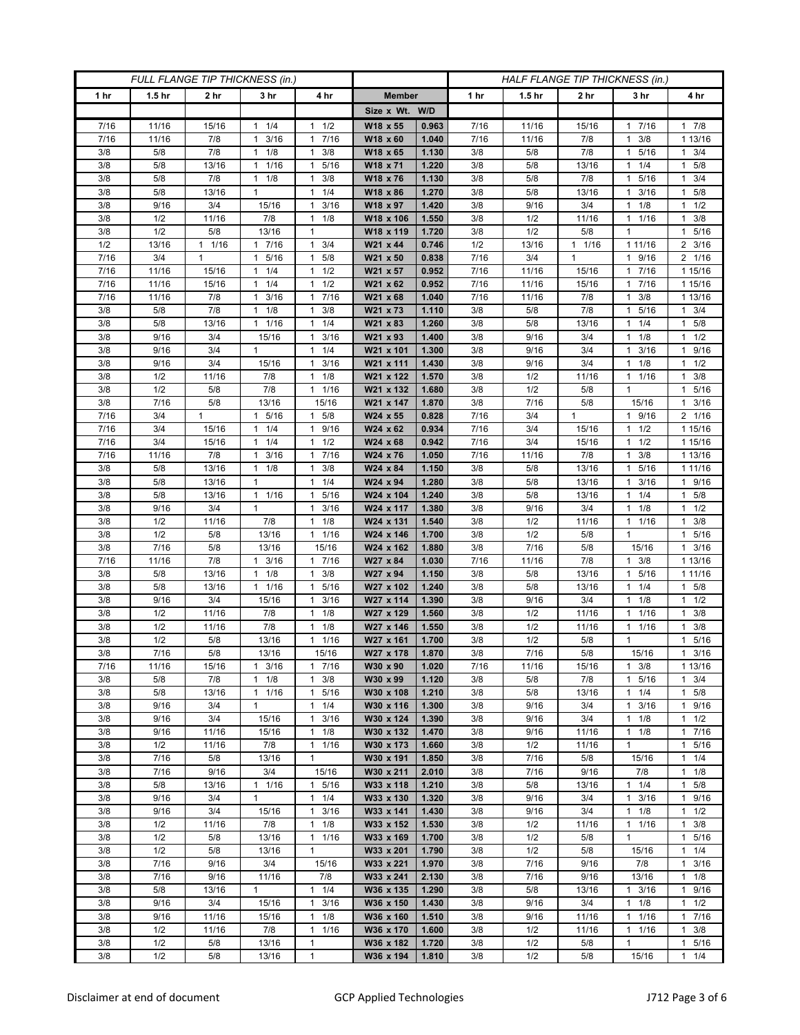| FULL FLANGE TIP THICKNESS (in.) | | | | | | | HALF FLANGE TIP THICKNESS (in.) | | | | |
|---|---|---|---|---|---|---|---|---|---|---|---|
| 1 hr | 1.5 hr | 2 hr | 3 hr | 4 hr | Member | | 1 hr | 1.5 hr | 2 hr | 3 hr | 4 hr |
| | | | | | Size x Wt. | W/D | | | | | |
| 7/16 | 11/16 | 15/16 | 1 1/4 | 1 1/2 | W18 x 55 | 0.963 | 7/16 | 11/16 | 15/16 | 1 7/16 | 1 7/8 |
| 7/16 | 11/16 | 7/8 | 1 3/16 | 1 7/16 | W18 x 60 | 1.040 | 7/16 | 11/16 | 7/8 | 1 3/8 | 1 13/16 |
| 3/8 | 5/8 | 7/8 | 1 1/8 | 1 3/8 | W18 x 65 | 1.130 | 3/8 | 5/8 | 7/8 | 1 5/16 | 1 3/4 |
| 3/8 | 5/8 | 13/16 | 1 1/16 | 1 5/16 | W18 x 71 | 1.220 | 3/8 | 5/8 | 13/16 | 1 1/4 | 1 5/8 |
| 3/8 | 5/8 | 7/8 | 1 1/8 | 1 3/8 | W18 x 76 | 1.130 | 3/8 | 5/8 | 7/8 | 1 5/16 | 1 3/4 |
| 3/8 | 5/8 | 13/16 | 1 | 1 1/4 | W18 x 86 | 1.270 | 3/8 | 5/8 | 13/16 | 1 3/16 | 1 5/8 |
| 3/8 | 9/16 | 3/4 | 15/16 | 1 3/16 | W18 x 97 | 1.420 | 3/8 | 9/16 | 3/4 | 1 1/8 | 1 1/2 |
| 3/8 | 1/2 | 11/16 | 7/8 | 1 1/8 | W18 x 106 | 1.550 | 3/8 | 1/2 | 11/16 | 1 1/16 | 1 3/8 |
| 3/8 | 1/2 | 5/8 | 13/16 | 1 | W18 x 119 | 1.720 | 3/8 | 1/2 | 5/8 | 1 | 1 5/16 |
| 1/2 | 13/16 | 1 1/16 | 1 7/16 | 1 3/4 | W21 x 44 | 0.746 | 1/2 | 13/16 | 1 1/16 | 1 11/16 | 2 3/16 |
| 7/16 | 3/4 | 1 | 1 5/16 | 1 5/8 | W21 x 50 | 0.838 | 7/16 | 3/4 | 1 | 1 9/16 | 2 1/16 |
| 7/16 | 11/16 | 15/16 | 1 1/4 | 1 1/2 | W21 x 57 | 0.952 | 7/16 | 11/16 | 15/16 | 1 7/16 | 1 15/16 |
| 7/16 | 11/16 | 15/16 | 1 1/4 | 1 1/2 | W21 x 62 | 0.952 | 7/16 | 11/16 | 15/16 | 1 7/16 | 1 15/16 |
| 7/16 | 11/16 | 7/8 | 1 3/16 | 1 7/16 | W21 x 68 | 1.040 | 7/16 | 11/16 | 7/8 | 1 3/8 | 1 13/16 |
| 3/8 | 5/8 | 7/8 | 1 1/8 | 1 3/8 | W21 x 73 | 1.110 | 3/8 | 5/8 | 7/8 | 1 5/16 | 1 3/4 |
| 3/8 | 5/8 | 13/16 | 1 1/16 | 1 1/4 | W21 x 83 | 1.260 | 3/8 | 5/8 | 13/16 | 1 1/4 | 1 5/8 |
| 3/8 | 9/16 | 3/4 | 15/16 | 1 3/16 | W21 x 93 | 1.400 | 3/8 | 9/16 | 3/4 | 1 1/8 | 1 1/2 |
| 3/8 | 9/16 | 3/4 | 1 | 1 1/4 | W21 x 101 | 1.300 | 3/8 | 9/16 | 3/4 | 1 3/16 | 1 9/16 |
| 3/8 | 9/16 | 3/4 | 15/16 | 1 3/16 | W21 x 111 | 1.430 | 3/8 | 9/16 | 3/4 | 1 1/8 | 1 1/2 |
| 3/8 | 1/2 | 11/16 | 7/8 | 1 1/8 | W21 x 122 | 1.570 | 3/8 | 1/2 | 11/16 | 1 1/16 | 1 3/8 |
| 3/8 | 1/2 | 5/8 | 7/8 | 1 1/16 | W21 x 132 | 1.680 | 3/8 | 1/2 | 5/8 | 1 | 1 5/16 |
| 3/8 | 7/16 | 5/8 | 13/16 | 15/16 | W21 x 147 | 1.870 | 3/8 | 7/16 | 5/8 | 15/16 | 1 3/16 |
| 7/16 | 3/4 | 1 | 1 5/16 | 1 5/8 | W24 x 55 | 0.828 | 7/16 | 3/4 | 1 | 1 9/16 | 2 1/16 |
| 7/16 | 3/4 | 15/16 | 1 1/4 | 1 9/16 | W24 x 62 | 0.934 | 7/16 | 3/4 | 15/16 | 1 1/2 | 1 15/16 |
| 7/16 | 3/4 | 15/16 | 1 1/4 | 1 1/2 | W24 x 68 | 0.942 | 7/16 | 3/4 | 15/16 | 1 1/2 | 1 15/16 |
| 7/16 | 11/16 | 7/8 | 1 3/16 | 1 7/16 | W24 x 76 | 1.050 | 7/16 | 11/16 | 7/8 | 1 3/8 | 1 13/16 |
| 3/8 | 5/8 | 13/16 | 1 1/8 | 1 3/8 | W24 x 84 | 1.150 | 3/8 | 5/8 | 13/16 | 1 5/16 | 1 11/16 |
| 3/8 | 5/8 | 13/16 | 1 | 1 1/4 | W24 x 94 | 1.280 | 3/8 | 5/8 | 13/16 | 1 3/16 | 1 9/16 |
| 3/8 | 5/8 | 13/16 | 1 1/16 | 1 5/16 | W24 x 104 | 1.240 | 3/8 | 5/8 | 13/16 | 1 1/4 | 1 5/8 |
| 3/8 | 9/16 | 3/4 | 1 | 1 3/16 | W24 x 117 | 1.380 | 3/8 | 9/16 | 3/4 | 1 1/8 | 1 1/2 |
| 3/8 | 1/2 | 11/16 | 7/8 | 1 1/8 | W24 x 131 | 1.540 | 3/8 | 1/2 | 11/16 | 1 1/16 | 1 3/8 |
| 3/8 | 1/2 | 5/8 | 13/16 | 1 1/16 | W24 x 146 | 1.700 | 3/8 | 1/2 | 5/8 | 1 | 1 5/16 |
| 3/8 | 7/16 | 5/8 | 13/16 | 15/16 | W24 x 162 | 1.880 | 3/8 | 7/16 | 5/8 | 15/16 | 1 3/16 |
| 7/16 | 11/16 | 7/8 | 1 3/16 | 1 7/16 | W27 x 84 | 1.030 | 7/16 | 11/16 | 7/8 | 1 3/8 | 1 13/16 |
| 3/8 | 5/8 | 13/16 | 1 1/8 | 1 3/8 | W27 x 94 | 1.150 | 3/8 | 5/8 | 13/16 | 1 5/16 | 1 11/16 |
| 3/8 | 5/8 | 13/16 | 1 1/16 | 1 5/16 | W27 x 102 | 1.240 | 3/8 | 5/8 | 13/16 | 1 1/4 | 1 5/8 |
| 3/8 | 9/16 | 3/4 | 15/16 | 1 3/16 | W27 x 114 | 1.390 | 3/8 | 9/16 | 3/4 | 1 1/8 | 1 1/2 |
| 3/8 | 1/2 | 11/16 | 7/8 | 1 1/8 | W27 x 129 | 1.560 | 3/8 | 1/2 | 11/16 | 1 1/16 | 1 3/8 |
| 3/8 | 1/2 | 11/16 | 7/8 | 1 1/8 | W27 x 146 | 1.550 | 3/8 | 1/2 | 11/16 | 1 1/16 | 1 3/8 |
| 3/8 | 1/2 | 5/8 | 13/16 | 1 1/16 | W27 x 161 | 1.700 | 3/8 | 1/2 | 5/8 | 1 | 1 5/16 |
| 3/8 | 7/16 | 5/8 | 13/16 | 15/16 | W27 x 178 | 1.870 | 3/8 | 7/16 | 5/8 | 15/16 | 1 3/16 |
| 7/16 | 11/16 | 15/16 | 1 3/16 | 1 7/16 | W30 x 90 | 1.020 | 7/16 | 11/16 | 15/16 | 1 3/8 | 1 13/16 |
| 3/8 | 5/8 | 7/8 | 1 1/8 | 1 3/8 | W30 x 99 | 1.120 | 3/8 | 5/8 | 7/8 | 1 5/16 | 1 3/4 |
| 3/8 | 5/8 | 13/16 | 1 1/16 | 1 5/16 | W30 x 108 | 1.210 | 3/8 | 5/8 | 13/16 | 1 1/4 | 1 5/8 |
| 3/8 | 9/16 | 3/4 | 1 | 1 1/4 | W30 x 116 | 1.300 | 3/8 | 9/16 | 3/4 | 1 3/16 | 1 9/16 |
| 3/8 | 9/16 | 3/4 | 15/16 | 1 3/16 | W30 x 124 | 1.390 | 3/8 | 9/16 | 3/4 | 1 1/8 | 1 1/2 |
| 3/8 | 9/16 | 11/16 | 15/16 | 1 1/8 | W30 x 132 | 1.470 | 3/8 | 9/16 | 11/16 | 1 1/8 | 1 7/16 |
| 3/8 | 1/2 | 11/16 | 7/8 | 1 1/16 | W30 x 173 | 1.660 | 3/8 | 1/2 | 11/16 | 1 | 1 5/16 |
| 3/8 | 7/16 | 5/8 | 13/16 | 1 | W30 x 191 | 1.850 | 3/8 | 7/16 | 5/8 | 15/16 | 1 1/4 |
| 3/8 | 7/16 | 9/16 | 3/4 | 15/16 | W30 x 211 | 2.010 | 3/8 | 7/16 | 9/16 | 7/8 | 1 1/8 |
| 3/8 | 5/8 | 13/16 | 1 1/16 | 1 5/16 | W33 x 118 | 1.210 | 3/8 | 5/8 | 13/16 | 1 1/4 | 1 5/8 |
| 3/8 | 9/16 | 3/4 | 1 | 1 1/4 | W33 x 130 | 1.320 | 3/8 | 9/16 | 3/4 | 1 3/16 | 1 9/16 |
| 3/8 | 9/16 | 3/4 | 15/16 | 1 3/16 | W33 x 141 | 1.430 | 3/8 | 9/16 | 3/4 | 1 1/8 | 1 1/2 |
| 3/8 | 1/2 | 11/16 | 7/8 | 1 1/8 | W33 x 152 | 1.530 | 3/8 | 1/2 | 11/16 | 1 1/16 | 1 3/8 |
| 3/8 | 1/2 | 5/8 | 13/16 | 1 1/16 | W33 x 169 | 1.700 | 3/8 | 1/2 | 5/8 | 1 | 1 5/16 |
| 3/8 | 1/2 | 5/8 | 13/16 | 1 | W33 x 201 | 1.790 | 3/8 | 1/2 | 5/8 | 15/16 | 1 1/4 |
| 3/8 | 7/16 | 9/16 | 3/4 | 15/16 | W33 x 221 | 1.970 | 3/8 | 7/16 | 9/16 | 7/8 | 1 3/16 |
| 3/8 | 7/16 | 9/16 | 11/16 | 7/8 | W33 x 241 | 2.130 | 3/8 | 7/16 | 9/16 | 13/16 | 1 1/8 |
| 3/8 | 5/8 | 13/16 | 1 | 1 1/4 | W36 x 135 | 1.290 | 3/8 | 5/8 | 13/16 | 1 3/16 | 1 9/16 |
| 3/8 | 9/16 | 3/4 | 15/16 | 1 3/16 | W36 x 150 | 1.430 | 3/8 | 9/16 | 3/4 | 1 1/8 | 1 1/2 |
| 3/8 | 9/16 | 11/16 | 15/16 | 1 1/8 | W36 x 160 | 1.510 | 3/8 | 9/16 | 11/16 | 1 1/16 | 1 7/16 |
| 3/8 | 1/2 | 11/16 | 7/8 | 1 1/16 | W36 x 170 | 1.600 | 3/8 | 1/2 | 11/16 | 1 1/16 | 1 3/8 |
| 3/8 | 1/2 | 5/8 | 13/16 | 1 | W36 x 182 | 1.720 | 3/8 | 1/2 | 5/8 | 1 | 1 5/16 |
| 3/8 | 1/2 | 5/8 | 13/16 | 1 | W36 x 194 | 1.810 | 3/8 | 1/2 | 5/8 | 15/16 | 1 1/4 |

Disclaimer at end of document | GCP Applied Technologies | J712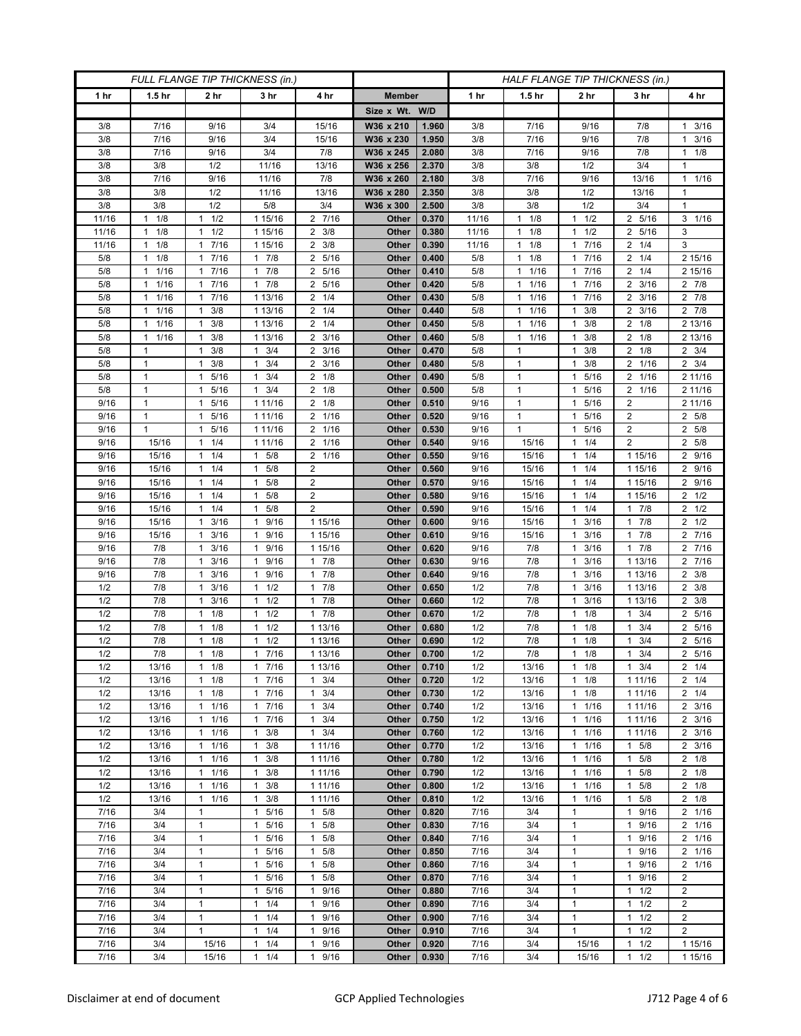| FULL FLANGE TIP THICKNESS (in.) | | | | | | | HALF FLANGE TIP THICKNESS (in.) | | | | |
|---|---|---|---|---|---|---|---|---|---|---|---|
| 1 hr | 1.5 hr | 2 hr | 3 hr | 4 hr | Member | | 1 hr | 1.5 hr | 2 hr | 3 hr | 4 hr |
| | | | | | Size x Wt. | W/D | | | | | |
| 3/8 | 7/16 | 9/16 | 3/4 | 15/16 | W36 x 210 | 1.960 | 3/8 | 7/16 | 9/16 | 7/8 | 1 3/16 |
| 3/8 | 7/16 | 9/16 | 3/4 | 15/16 | W36 x 230 | 1.950 | 3/8 | 7/16 | 9/16 | 7/8 | 1 3/16 |
| 3/8 | 7/16 | 9/16 | 3/4 | 7/8 | W36 x 245 | 2.080 | 3/8 | 7/16 | 9/16 | 7/8 | 1 1/8 |
| 3/8 | 3/8 | 1/2 | 11/16 | 13/16 | W36 x 256 | 2.370 | 3/8 | 3/8 | 1/2 | 3/4 | 1 |
| 3/8 | 7/16 | 9/16 | 11/16 | 7/8 | W36 x 260 | 2.180 | 3/8 | 7/16 | 9/16 | 13/16 | 1 1/16 |
| 3/8 | 3/8 | 1/2 | 11/16 | 13/16 | W36 x 280 | 2.350 | 3/8 | 3/8 | 1/2 | 13/16 | 1 |
| 3/8 | 3/8 | 1/2 | 5/8 | 3/4 | W36 x 300 | 2.500 | 3/8 | 3/8 | 1/2 | 3/4 | 1 |
| 11/16 | 1 1/8 | 1 1/2 | 1 15/16 | 2 7/16 | Other | 0.370 | 11/16 | 1 1/8 | 1 1/2 | 2 5/16 | 3 1/16 |
| 11/16 | 1 1/8 | 1 1/2 | 1 15/16 | 2 3/8 | Other | 0.380 | 11/16 | 1 1/8 | 1 1/2 | 2 5/16 | 3 |
| 11/16 | 1 1/8 | 1 7/16 | 1 15/16 | 2 3/8 | Other | 0.390 | 11/16 | 1 1/8 | 1 7/16 | 2 1/4 | 3 |
| 5/8 | 1 1/8 | 1 7/16 | 1 7/8 | 2 5/16 | Other | 0.400 | 5/8 | 1 1/8 | 1 7/16 | 2 1/4 | 2 15/16 |
| 5/8 | 1 1/16 | 1 7/16 | 1 7/8 | 2 5/16 | Other | 0.410 | 5/8 | 1 1/16 | 1 7/16 | 2 1/4 | 2 15/16 |
| 5/8 | 1 1/16 | 1 7/16 | 1 7/8 | 2 5/16 | Other | 0.420 | 5/8 | 1 1/16 | 1 7/16 | 2 3/16 | 2 7/8 |
| 5/8 | 1 1/16 | 1 7/16 | 1 13/16 | 2 1/4 | Other | 0.430 | 5/8 | 1 1/16 | 1 7/16 | 2 3/16 | 2 7/8 |
| 5/8 | 1 1/16 | 1 3/8 | 1 13/16 | 2 1/4 | Other | 0.440 | 5/8 | 1 1/16 | 1 3/8 | 2 3/16 | 2 7/8 |
| 5/8 | 1 1/16 | 1 3/8 | 1 13/16 | 2 1/4 | Other | 0.450 | 5/8 | 1 1/16 | 1 3/8 | 2 1/8 | 2 13/16 |
| 5/8 | 1 1/16 | 1 3/8 | 1 13/16 | 2 3/16 | Other | 0.460 | 5/8 | 1 1/16 | 1 3/8 | 2 1/8 | 2 13/16 |
| 5/8 | 1 | 1 3/8 | 1 3/4 | 2 3/16 | Other | 0.470 | 5/8 | 1 | 1 3/8 | 2 1/8 | 2 3/4 |
| 5/8 | 1 | 1 3/8 | 1 3/4 | 2 3/16 | Other | 0.480 | 5/8 | 1 | 1 3/8 | 2 1/16 | 2 3/4 |
| 5/8 | 1 | 1 5/16 | 1 3/4 | 2 1/8 | Other | 0.490 | 5/8 | 1 | 1 5/16 | 2 1/16 | 2 11/16 |
| 5/8 | 1 | 1 5/16 | 1 3/4 | 2 1/8 | Other | 0.500 | 5/8 | 1 | 1 5/16 | 2 1/16 | 2 11/16 |
| 9/16 | 1 | 1 5/16 | 1 11/16 | 2 1/8 | Other | 0.510 | 9/16 | 1 | 1 5/16 | 2 | 2 11/16 |
| 9/16 | 1 | 1 5/16 | 1 11/16 | 2 1/16 | Other | 0.520 | 9/16 | 1 | 1 5/16 | 2 | 2 5/8 |
| 9/16 | 1 | 1 5/16 | 1 11/16 | 2 1/16 | Other | 0.530 | 9/16 | 1 | 1 5/16 | 2 | 2 5/8 |
| 9/16 | 15/16 | 1 1/4 | 1 11/16 | 2 1/16 | Other | 0.540 | 9/16 | 15/16 | 1 1/4 | 2 | 2 5/8 |
| 9/16 | 15/16 | 1 1/4 | 1 5/8 | 2 1/16 | Other | 0.550 | 9/16 | 15/16 | 1 1/4 | 1 15/16 | 2 9/16 |
| 9/16 | 15/16 | 1 1/4 | 1 5/8 | 2 | Other | 0.560 | 9/16 | 15/16 | 1 1/4 | 1 15/16 | 2 9/16 |
| 9/16 | 15/16 | 1 1/4 | 1 5/8 | 2 | Other | 0.570 | 9/16 | 15/16 | 1 1/4 | 1 15/16 | 2 9/16 |
| 9/16 | 15/16 | 1 1/4 | 1 5/8 | 2 | Other | 0.580 | 9/16 | 15/16 | 1 1/4 | 1 15/16 | 2 1/2 |
| 9/16 | 15/16 | 1 1/4 | 1 5/8 | 2 | Other | 0.590 | 9/16 | 15/16 | 1 1/4 | 1 7/8 | 2 1/2 |
| 9/16 | 15/16 | 1 3/16 | 1 9/16 | 1 15/16 | Other | 0.600 | 9/16 | 15/16 | 1 3/16 | 1 7/8 | 2 1/2 |
| 9/16 | 15/16 | 1 3/16 | 1 9/16 | 1 15/16 | Other | 0.610 | 9/16 | 15/16 | 1 3/16 | 1 7/8 | 2 7/16 |
| 9/16 | 7/8 | 1 3/16 | 1 9/16 | 1 15/16 | Other | 0.620 | 9/16 | 7/8 | 1 3/16 | 1 7/8 | 2 7/16 |
| 9/16 | 7/8 | 1 3/16 | 1 9/16 | 1 7/8 | Other | 0.630 | 9/16 | 7/8 | 1 3/16 | 1 13/16 | 2 7/16 |
| 9/16 | 7/8 | 1 3/16 | 1 9/16 | 1 7/8 | Other | 0.640 | 9/16 | 7/8 | 1 3/16 | 1 13/16 | 2 3/8 |
| 1/2 | 7/8 | 1 3/16 | 1 1/2 | 1 7/8 | Other | 0.650 | 1/2 | 7/8 | 1 3/16 | 1 13/16 | 2 3/8 |
| 1/2 | 7/8 | 1 3/16 | 1 1/2 | 1 7/8 | Other | 0.660 | 1/2 | 7/8 | 1 3/16 | 1 13/16 | 2 3/8 |
| 1/2 | 7/8 | 1 1/8 | 1 1/2 | 1 7/8 | Other | 0.670 | 1/2 | 7/8 | 1 1/8 | 1 3/4 | 2 5/16 |
| 1/2 | 7/8 | 1 1/8 | 1 1/2 | 1 13/16 | Other | 0.680 | 1/2 | 7/8 | 1 1/8 | 1 3/4 | 2 5/16 |
| 1/2 | 7/8 | 1 1/8 | 1 1/2 | 1 13/16 | Other | 0.690 | 1/2 | 7/8 | 1 1/8 | 1 3/4 | 2 5/16 |
| 1/2 | 7/8 | 1 1/8 | 1 7/16 | 1 13/16 | Other | 0.700 | 1/2 | 7/8 | 1 1/8 | 1 3/4 | 2 5/16 |
| 1/2 | 13/16 | 1 1/8 | 1 7/16 | 1 13/16 | Other | 0.710 | 1/2 | 13/16 | 1 1/8 | 1 3/4 | 2 1/4 |
| 1/2 | 13/16 | 1 1/8 | 1 7/16 | 1 3/4 | Other | 0.720 | 1/2 | 13/16 | 1 1/8 | 1 11/16 | 2 1/4 |
| 1/2 | 13/16 | 1 1/8 | 1 7/16 | 1 3/4 | Other | 0.730 | 1/2 | 13/16 | 1 1/8 | 1 11/16 | 2 1/4 |
| 1/2 | 13/16 | 1 1/16 | 1 7/16 | 1 3/4 | Other | 0.740 | 1/2 | 13/16 | 1 1/16 | 1 11/16 | 2 3/16 |
| 1/2 | 13/16 | 1 1/16 | 1 7/16 | 1 3/4 | Other | 0.750 | 1/2 | 13/16 | 1 1/16 | 1 11/16 | 2 3/16 |
| 1/2 | 13/16 | 1 1/16 | 1 3/8 | 1 3/4 | Other | 0.760 | 1/2 | 13/16 | 1 1/16 | 1 11/16 | 2 3/16 |
| 1/2 | 13/16 | 1 1/16 | 1 3/8 | 1 11/16 | Other | 0.770 | 1/2 | 13/16 | 1 1/16 | 1 5/8 | 2 3/16 |
| 1/2 | 13/16 | 1 1/16 | 1 3/8 | 1 11/16 | Other | 0.780 | 1/2 | 13/16 | 1 1/16 | 1 5/8 | 2 1/8 |
| 1/2 | 13/16 | 1 1/16 | 1 3/8 | 1 11/16 | Other | 0.790 | 1/2 | 13/16 | 1 1/16 | 1 5/8 | 2 1/8 |
| 1/2 | 13/16 | 1 1/16 | 1 3/8 | 1 11/16 | Other | 0.800 | 1/2 | 13/16 | 1 1/16 | 1 5/8 | 2 1/8 |
| 1/2 | 13/16 | 1 1/16 | 1 3/8 | 1 11/16 | Other | 0.810 | 1/2 | 13/16 | 1 1/16 | 1 5/8 | 2 1/8 |
| 7/16 | 3/4 | 1 | 1 5/16 | 1 5/8 | Other | 0.820 | 7/16 | 3/4 | 1 | 1 9/16 | 2 1/16 |
| 7/16 | 3/4 | 1 | 1 5/16 | 1 5/8 | Other | 0.830 | 7/16 | 3/4 | 1 | 1 9/16 | 2 1/16 |
| 7/16 | 3/4 | 1 | 1 5/16 | 1 5/8 | Other | 0.840 | 7/16 | 3/4 | 1 | 1 9/16 | 2 1/16 |
| 7/16 | 3/4 | 1 | 1 5/16 | 1 5/8 | Other | 0.850 | 7/16 | 3/4 | 1 | 1 9/16 | 2 1/16 |
| 7/16 | 3/4 | 1 | 1 5/16 | 1 5/8 | Other | 0.860 | 7/16 | 3/4 | 1 | 1 9/16 | 2 1/16 |
| 7/16 | 3/4 | 1 | 1 5/16 | 1 5/8 | Other | 0.870 | 7/16 | 3/4 | 1 | 1 9/16 | 2 |
| 7/16 | 3/4 | 1 | 1 5/16 | 1 9/16 | Other | 0.880 | 7/16 | 3/4 | 1 | 1 1/2 | 2 |
| 7/16 | 3/4 | 1 | 1 1/4 | 1 9/16 | Other | 0.890 | 7/16 | 3/4 | 1 | 1 1/2 | 2 |
| 7/16 | 3/4 | 1 | 1 1/4 | 1 9/16 | Other | 0.900 | 7/16 | 3/4 | 1 | 1 1/2 | 2 |
| 7/16 | 3/4 | 1 | 1 1/4 | 1 9/16 | Other | 0.910 | 7/16 | 3/4 | 1 | 1 1/2 | 2 |
| 7/16 | 3/4 | 15/16 | 1 1/4 | 1 9/16 | Other | 0.920 | 7/16 | 3/4 | 15/16 | 1 1/2 | 1 15/16 |
| 7/16 | 3/4 | 15/16 | 1 1/4 | 1 9/16 | Other | 0.930 | 7/16 | 3/4 | 15/16 | 1 1/2 | 1 15/16 |

Disclaimer at end of document GCP Applied Technologies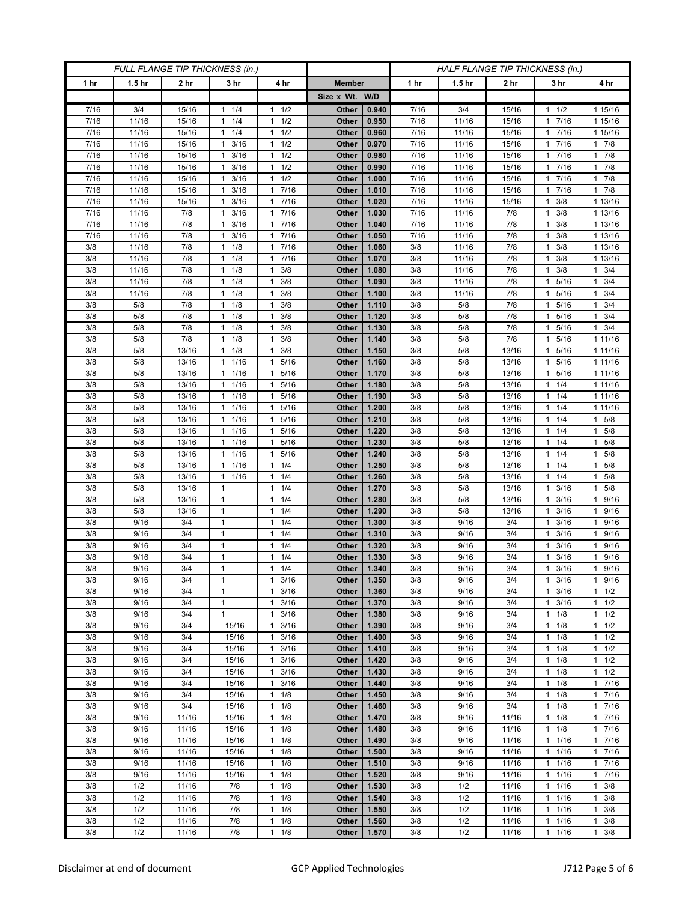| FULL FLANGE TIP THICKNESS (in.) | | | | | | | HALF FLANGE TIP THICKNESS (in.) | | | | |
|---|---|---|---|---|---|---|---|---|---|---|---|
| 1 hr | 1.5 hr | 2 hr | 3 hr | 4 hr | Member | | 1 hr | 1.5 hr | 2 hr | 3 hr | 4 hr |
| | | | | | Size x Wt. | W/D | | | | | |
| 7/16 | 3/4 | 15/16 | 1 1/4 | 1 1/2 | Other | 0.940 | 7/16 | 3/4 | 15/16 | 1 1/2 | 1 15/16 |
| 7/16 | 11/16 | 15/16 | 1 1/4 | 1 1/2 | Other | 0.950 | 7/16 | 11/16 | 15/16 | 1 7/16 | 1 15/16 |
| 7/16 | 11/16 | 15/16 | 1 1/4 | 1 1/2 | Other | 0.960 | 7/16 | 11/16 | 15/16 | 1 7/16 | 1 15/16 |
| 7/16 | 11/16 | 15/16 | 1 3/16 | 1 1/2 | Other | 0.970 | 7/16 | 11/16 | 15/16 | 1 7/16 | 1 7/8 |
| 7/16 | 11/16 | 15/16 | 1 3/16 | 1 1/2 | Other | 0.980 | 7/16 | 11/16 | 15/16 | 1 7/16 | 1 7/8 |
| 7/16 | 11/16 | 15/16 | 1 3/16 | 1 1/2 | Other | 0.990 | 7/16 | 11/16 | 15/16 | 1 7/16 | 1 7/8 |
| 7/16 | 11/16 | 15/16 | 1 3/16 | 1 1/2 | Other | 1.000 | 7/16 | 11/16 | 15/16 | 1 7/16 | 1 7/8 |
| 7/16 | 11/16 | 15/16 | 1 3/16 | 1 7/16 | Other | 1.010 | 7/16 | 11/16 | 15/16 | 1 7/16 | 1 7/8 |
| 7/16 | 11/16 | 15/16 | 1 3/16 | 1 7/16 | Other | 1.020 | 7/16 | 11/16 | 15/16 | 1 3/8 | 1 13/16 |
| 7/16 | 11/16 | 7/8 | 1 3/16 | 1 7/16 | Other | 1.030 | 7/16 | 11/16 | 7/8 | 1 3/8 | 1 13/16 |
| 7/16 | 11/16 | 7/8 | 1 3/16 | 1 7/16 | Other | 1.040 | 7/16 | 11/16 | 7/8 | 1 3/8 | 1 13/16 |
| 7/16 | 11/16 | 7/8 | 1 3/16 | 1 7/16 | Other | 1.050 | 7/16 | 11/16 | 7/8 | 1 3/8 | 1 13/16 |
| 3/8 | 11/16 | 7/8 | 1 1/8 | 1 7/16 | Other | 1.060 | 3/8 | 11/16 | 7/8 | 1 3/8 | 1 13/16 |
| 3/8 | 11/16 | 7/8 | 1 1/8 | 1 7/16 | Other | 1.070 | 3/8 | 11/16 | 7/8 | 1 3/8 | 1 13/16 |
| 3/8 | 11/16 | 7/8 | 1 1/8 | 1 3/8 | Other | 1.080 | 3/8 | 11/16 | 7/8 | 1 3/8 | 1 3/4 |
| 3/8 | 11/16 | 7/8 | 1 1/8 | 1 3/8 | Other | 1.090 | 3/8 | 11/16 | 7/8 | 1 5/16 | 1 3/4 |
| 3/8 | 11/16 | 7/8 | 1 1/8 | 1 3/8 | Other | 1.100 | 3/8 | 11/16 | 7/8 | 1 5/16 | 1 3/4 |
| 3/8 | 5/8 | 7/8 | 1 1/8 | 1 3/8 | Other | 1.110 | 3/8 | 5/8 | 7/8 | 1 5/16 | 1 3/4 |
| 3/8 | 5/8 | 7/8 | 1 1/8 | 1 3/8 | Other | 1.120 | 3/8 | 5/8 | 7/8 | 1 5/16 | 1 3/4 |
| 3/8 | 5/8 | 7/8 | 1 1/8 | 1 3/8 | Other | 1.130 | 3/8 | 5/8 | 7/8 | 1 5/16 | 1 3/4 |
| 3/8 | 5/8 | 7/8 | 1 1/8 | 1 3/8 | Other | 1.140 | 3/8 | 5/8 | 7/8 | 1 5/16 | 1 11/16 |
| 3/8 | 5/8 | 13/16 | 1 1/8 | 1 3/8 | Other | 1.150 | 3/8 | 5/8 | 13/16 | 1 5/16 | 1 11/16 |
| 3/8 | 5/8 | 13/16 | 1 1/16 | 1 5/16 | Other | 1.160 | 3/8 | 5/8 | 13/16 | 1 5/16 | 1 11/16 |
| 3/8 | 5/8 | 13/16 | 1 1/16 | 1 5/16 | Other | 1.170 | 3/8 | 5/8 | 13/16 | 1 5/16 | 1 11/16 |
| 3/8 | 5/8 | 13/16 | 1 1/16 | 1 5/16 | Other | 1.180 | 3/8 | 5/8 | 13/16 | 1 1/4 | 1 11/16 |
| 3/8 | 5/8 | 13/16 | 1 1/16 | 1 5/16 | Other | 1.190 | 3/8 | 5/8 | 13/16 | 1 1/4 | 1 11/16 |
| 3/8 | 5/8 | 13/16 | 1 1/16 | 1 5/16 | Other | 1.200 | 3/8 | 5/8 | 13/16 | 1 1/4 | 1 11/16 |
| 3/8 | 5/8 | 13/16 | 1 1/16 | 1 5/16 | Other | 1.210 | 3/8 | 5/8 | 13/16 | 1 1/4 | 1 5/8 |
| 3/8 | 5/8 | 13/16 | 1 1/16 | 1 5/16 | Other | 1.220 | 3/8 | 5/8 | 13/16 | 1 1/4 | 1 5/8 |
| 3/8 | 5/8 | 13/16 | 1 1/16 | 1 5/16 | Other | 1.230 | 3/8 | 5/8 | 13/16 | 1 1/4 | 1 5/8 |
| 3/8 | 5/8 | 13/16 | 1 1/16 | 1 5/16 | Other | 1.240 | 3/8 | 5/8 | 13/16 | 1 1/4 | 1 5/8 |
| 3/8 | 5/8 | 13/16 | 1 1/16 | 1 1/4 | Other | 1.250 | 3/8 | 5/8 | 13/16 | 1 1/4 | 1 5/8 |
| 3/8 | 5/8 | 13/16 | 1 1/16 | 1 1/4 | Other | 1.260 | 3/8 | 5/8 | 13/16 | 1 1/4 | 1 5/8 |
| 3/8 | 5/8 | 13/16 | 1 | 1 1/4 | Other | 1.270 | 3/8 | 5/8 | 13/16 | 1 3/16 | 1 5/8 |
| 3/8 | 5/8 | 13/16 | 1 | 1 1/4 | Other | 1.280 | 3/8 | 5/8 | 13/16 | 1 3/16 | 1 9/16 |
| 3/8 | 5/8 | 13/16 | 1 | 1 1/4 | Other | 1.290 | 3/8 | 5/8 | 13/16 | 1 3/16 | 1 9/16 |
| 3/8 | 9/16 | 3/4 | 1 | 1 1/4 | Other | 1.300 | 3/8 | 9/16 | 3/4 | 1 3/16 | 1 9/16 |
| 3/8 | 9/16 | 3/4 | 1 | 1 1/4 | Other | 1.310 | 3/8 | 9/16 | 3/4 | 1 3/16 | 1 9/16 |
| 3/8 | 9/16 | 3/4 | 1 | 1 1/4 | Other | 1.320 | 3/8 | 9/16 | 3/4 | 1 3/16 | 1 9/16 |
| 3/8 | 9/16 | 3/4 | 1 | 1 1/4 | Other | 1.330 | 3/8 | 9/16 | 3/4 | 1 3/16 | 1 9/16 |
| 3/8 | 9/16 | 3/4 | 1 | 1 1/4 | Other | 1.340 | 3/8 | 9/16 | 3/4 | 1 3/16 | 1 9/16 |
| 3/8 | 9/16 | 3/4 | 1 | 1 3/16 | Other | 1.350 | 3/8 | 9/16 | 3/4 | 1 3/16 | 1 9/16 |
| 3/8 | 9/16 | 3/4 | 1 | 1 3/16 | Other | 1.360 | 3/8 | 9/16 | 3/4 | 1 3/16 | 1 1/2 |
| 3/8 | 9/16 | 3/4 | 1 | 1 3/16 | Other | 1.370 | 3/8 | 9/16 | 3/4 | 1 3/16 | 1 1/2 |
| 3/8 | 9/16 | 3/4 | 1 | 1 3/16 | Other | 1.380 | 3/8 | 9/16 | 3/4 | 1 1/8 | 1 1/2 |
| 3/8 | 9/16 | 3/4 | 15/16 | 1 3/16 | Other | 1.390 | 3/8 | 9/16 | 3/4 | 1 1/8 | 1 1/2 |
| 3/8 | 9/16 | 3/4 | 15/16 | 1 3/16 | Other | 1.400 | 3/8 | 9/16 | 3/4 | 1 1/8 | 1 1/2 |
| 3/8 | 9/16 | 3/4 | 15/16 | 1 3/16 | Other | 1.410 | 3/8 | 9/16 | 3/4 | 1 1/8 | 1 1/2 |
| 3/8 | 9/16 | 3/4 | 15/16 | 1 3/16 | Other | 1.420 | 3/8 | 9/16 | 3/4 | 1 1/8 | 1 1/2 |
| 3/8 | 9/16 | 3/4 | 15/16 | 1 3/16 | Other | 1.430 | 3/8 | 9/16 | 3/4 | 1 1/8 | 1 1/2 |
| 3/8 | 9/16 | 3/4 | 15/16 | 1 3/16 | Other | 1.440 | 3/8 | 9/16 | 3/4 | 1 1/8 | 1 7/16 |
| 3/8 | 9/16 | 3/4 | 15/16 | 1 1/8 | Other | 1.450 | 3/8 | 9/16 | 3/4 | 1 1/8 | 1 7/16 |
| 3/8 | 9/16 | 3/4 | 15/16 | 1 1/8 | Other | 1.460 | 3/8 | 9/16 | 3/4 | 1 1/8 | 1 7/16 |
| 3/8 | 9/16 | 11/16 | 15/16 | 1 1/8 | Other | 1.470 | 3/8 | 9/16 | 11/16 | 1 1/8 | 1 7/16 |
| 3/8 | 9/16 | 11/16 | 15/16 | 1 1/8 | Other | 1.480 | 3/8 | 9/16 | 11/16 | 1 1/8 | 1 7/16 |
| 3/8 | 9/16 | 11/16 | 15/16 | 1 1/8 | Other | 1.490 | 3/8 | 9/16 | 11/16 | 1 1/16 | 1 7/16 |
| 3/8 | 9/16 | 11/16 | 15/16 | 1 1/8 | Other | 1.500 | 3/8 | 9/16 | 11/16 | 1 1/16 | 1 7/16 |
| 3/8 | 9/16 | 11/16 | 15/16 | 1 1/8 | Other | 1.510 | 3/8 | 9/16 | 11/16 | 1 1/16 | 1 7/16 |
| 3/8 | 9/16 | 11/16 | 15/16 | 1 1/8 | Other | 1.520 | 3/8 | 9/16 | 11/16 | 1 1/16 | 1 7/16 |
| 3/8 | 1/2 | 11/16 | 7/8 | 1 1/8 | Other | 1.530 | 3/8 | 1/2 | 11/16 | 1 1/16 | 1 3/8 |
| 3/8 | 1/2 | 11/16 | 7/8 | 1 1/8 | Other | 1.540 | 3/8 | 1/2 | 11/16 | 1 1/16 | 1 3/8 |
| 3/8 | 1/2 | 11/16 | 7/8 | 1 1/8 | Other | 1.550 | 3/8 | 1/2 | 11/16 | 1 1/16 | 1 3/8 |
| 3/8 | 1/2 | 11/16 | 7/8 | 1 1/8 | Other | 1.560 | 3/8 | 1/2 | 11/16 | 1 1/16 | 1 3/8 |
| 3/8 | 1/2 | 11/16 | 7/8 | 1 1/8 | Other | 1.570 | 3/8 | 1/2 | 11/16 | 1 1/16 | 1 3/8 |

Disclaimer at end of document  GCP Applied Technologies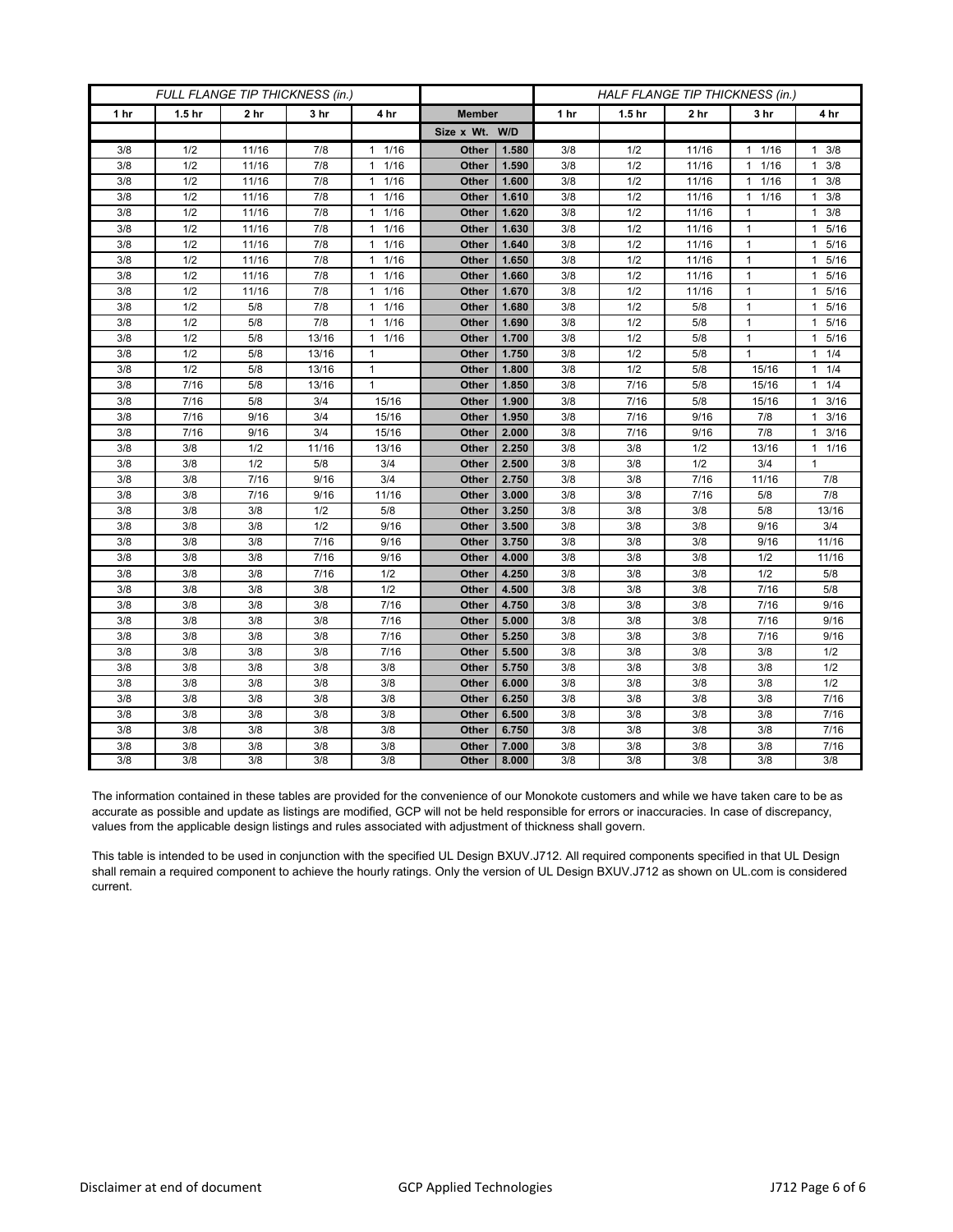| FULL FLANGE TIP THICKNESS (in.) | | | | | | | HALF FLANGE TIP THICKNESS (in.) | | | | |
|---|---|---|---|---|---|---|---|---|---|---|---|
| 1 hr | 1.5 hr | 2 hr | 3 hr | 4 hr | Member | | 1 hr | 1.5 hr | 2 hr | 3 hr | 4 hr |
| | | | | | Size x Wt. | W/D | | | | | |
| 3/8 | 1/2 | 11/16 | 7/8 | 1 1/16 | Other | 1.580 | 3/8 | 1/2 | 11/16 | 1 1/16 | 1 3/8 |
| 3/8 | 1/2 | 11/16 | 7/8 | 1 1/16 | Other | 1.590 | 3/8 | 1/2 | 11/16 | 1 1/16 | 1 3/8 |
| 3/8 | 1/2 | 11/16 | 7/8 | 1 1/16 | Other | 1.600 | 3/8 | 1/2 | 11/16 | 1 1/16 | 1 3/8 |
| 3/8 | 1/2 | 11/16 | 7/8 | 1 1/16 | Other | 1.610 | 3/8 | 1/2 | 11/16 | 1 1/16 | 1 3/8 |
| 3/8 | 1/2 | 11/16 | 7/8 | 1 1/16 | Other | 1.620 | 3/8 | 1/2 | 11/16 | 1 | 1 3/8 |
| 3/8 | 1/2 | 11/16 | 7/8 | 1 1/16 | Other | 1.630 | 3/8 | 1/2 | 11/16 | 1 | 1 5/16 |
| 3/8 | 1/2 | 11/16 | 7/8 | 1 1/16 | Other | 1.640 | 3/8 | 1/2 | 11/16 | 1 | 1 5/16 |
| 3/8 | 1/2 | 11/16 | 7/8 | 1 1/16 | Other | 1.650 | 3/8 | 1/2 | 11/16 | 1 | 1 5/16 |
| 3/8 | 1/2 | 11/16 | 7/8 | 1 1/16 | Other | 1.660 | 3/8 | 1/2 | 11/16 | 1 | 1 5/16 |
| 3/8 | 1/2 | 11/16 | 7/8 | 1 1/16 | Other | 1.670 | 3/8 | 1/2 | 11/16 | 1 | 1 5/16 |
| 3/8 | 1/2 | 5/8 | 7/8 | 1 1/16 | Other | 1.680 | 3/8 | 1/2 | 5/8 | 1 | 1 5/16 |
| 3/8 | 1/2 | 5/8 | 7/8 | 1 1/16 | Other | 1.690 | 3/8 | 1/2 | 5/8 | 1 | 1 5/16 |
| 3/8 | 1/2 | 5/8 | 13/16 | 1 1/16 | Other | 1.700 | 3/8 | 1/2 | 5/8 | 1 | 1 5/16 |
| 3/8 | 1/2 | 5/8 | 13/16 | 1 | Other | 1.750 | 3/8 | 1/2 | 5/8 | 1 | 1 1/4 |
| 3/8 | 1/2 | 5/8 | 13/16 | 1 | Other | 1.800 | 3/8 | 1/2 | 5/8 | 15/16 | 1 1/4 |
| 3/8 | 7/16 | 5/8 | 13/16 | 1 | Other | 1.850 | 3/8 | 7/16 | 5/8 | 15/16 | 1 1/4 |
| 3/8 | 7/16 | 5/8 | 3/4 | 15/16 | Other | 1.900 | 3/8 | 7/16 | 5/8 | 15/16 | 1 3/16 |
| 3/8 | 7/16 | 9/16 | 3/4 | 15/16 | Other | 1.950 | 3/8 | 7/16 | 9/16 | 7/8 | 1 3/16 |
| 3/8 | 7/16 | 9/16 | 3/4 | 15/16 | Other | 2.000 | 3/8 | 7/16 | 9/16 | 7/8 | 1 3/16 |
| 3/8 | 3/8 | 1/2 | 11/16 | 13/16 | Other | 2.250 | 3/8 | 3/8 | 1/2 | 13/16 | 1 1/16 |
| 3/8 | 3/8 | 1/2 | 5/8 | 3/4 | Other | 2.500 | 3/8 | 3/8 | 1/2 | 3/4 | 1 |
| 3/8 | 3/8 | 7/16 | 9/16 | 3/4 | Other | 2.750 | 3/8 | 3/8 | 7/16 | 11/16 | 7/8 |
| 3/8 | 3/8 | 7/16 | 9/16 | 11/16 | Other | 3.000 | 3/8 | 3/8 | 7/16 | 5/8 | 7/8 |
| 3/8 | 3/8 | 3/8 | 1/2 | 5/8 | Other | 3.250 | 3/8 | 3/8 | 3/8 | 5/8 | 13/16 |
| 3/8 | 3/8 | 3/8 | 1/2 | 9/16 | Other | 3.500 | 3/8 | 3/8 | 3/8 | 9/16 | 3/4 |
| 3/8 | 3/8 | 3/8 | 7/16 | 9/16 | Other | 3.750 | 3/8 | 3/8 | 3/8 | 9/16 | 11/16 |
| 3/8 | 3/8 | 3/8 | 7/16 | 9/16 | Other | 4.000 | 3/8 | 3/8 | 3/8 | 1/2 | 11/16 |
| 3/8 | 3/8 | 3/8 | 7/16 | 1/2 | Other | 4.250 | 3/8 | 3/8 | 3/8 | 1/2 | 5/8 |
| 3/8 | 3/8 | 3/8 | 3/8 | 1/2 | Other | 4.500 | 3/8 | 3/8 | 3/8 | 7/16 | 5/8 |
| 3/8 | 3/8 | 3/8 | 3/8 | 7/16 | Other | 4.750 | 3/8 | 3/8 | 3/8 | 7/16 | 9/16 |
| 3/8 | 3/8 | 3/8 | 3/8 | 7/16 | Other | 5.000 | 3/8 | 3/8 | 3/8 | 7/16 | 9/16 |
| 3/8 | 3/8 | 3/8 | 3/8 | 7/16 | Other | 5.250 | 3/8 | 3/8 | 3/8 | 7/16 | 9/16 |
| 3/8 | 3/8 | 3/8 | 3/8 | 7/16 | Other | 5.500 | 3/8 | 3/8 | 3/8 | 3/8 | 1/2 |
| 3/8 | 3/8 | 3/8 | 3/8 | 3/8 | Other | 5.750 | 3/8 | 3/8 | 3/8 | 3/8 | 1/2 |
| 3/8 | 3/8 | 3/8 | 3/8 | 3/8 | Other | 6.000 | 3/8 | 3/8 | 3/8 | 3/8 | 1/2 |
| 3/8 | 3/8 | 3/8 | 3/8 | 3/8 | Other | 6.250 | 3/8 | 3/8 | 3/8 | 3/8 | 7/16 |
| 3/8 | 3/8 | 3/8 | 3/8 | 3/8 | Other | 6.500 | 3/8 | 3/8 | 3/8 | 3/8 | 7/16 |
| 3/8 | 3/8 | 3/8 | 3/8 | 3/8 | Other | 6.750 | 3/8 | 3/8 | 3/8 | 3/8 | 7/16 |
| 3/8 | 3/8 | 3/8 | 3/8 | 3/8 | Other | 7.000 | 3/8 | 3/8 | 3/8 | 3/8 | 7/16 |
| 3/8 | 3/8 | 3/8 | 3/8 | 3/8 | Other | 8.000 | 3/8 | 3/8 | 3/8 | 3/8 | 3/8 |

The information contained in these tables are provided for the convenience of our Monokote customers and while we have taken care to be as accurate as possible and update as listings are modified, GCP will not be held responsible for errors or inaccuracies. In case of discrepancy, values from the applicable design listings and rules associated with adjustment of thickness shall govern.

This table is intended to be used in conjunction with the specified UL Design BXUV.J712. All required components specified in that UL Design shall remain a required component to achieve the hourly ratings. Only the version of UL Design BXUV.J712 as shown on UL.com is considered current.